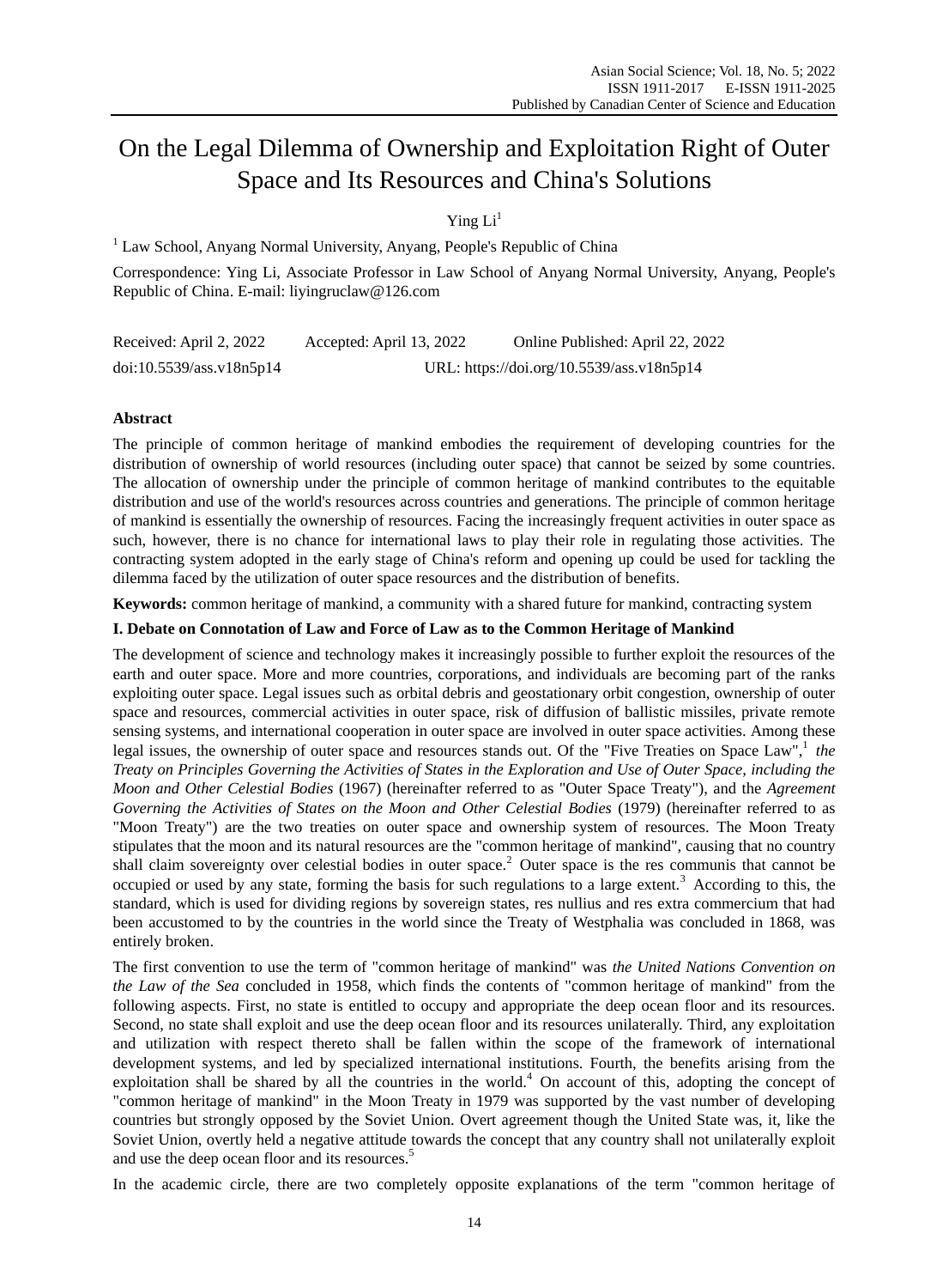# On the Legal Dilemma of Ownership and Exploitation Right of Outer Space and Its Resources and China's Solutions

Ying Li[1]

[1] Law School, Anyang Normal University, Anyang, People's Republic of China

Correspondence: Ying Li, Associate Professor in Law School of Anyang Normal University, Anyang, People's Republic of China. E-mail: liyingruclaw@126.com

Received: April 2, 2022 Accepted: April 13, 2022 Online Published: April 22, 2022

doi:10.5539/ass.v18n5p14 URL: https://doi.org/10.5539/ass.v18n5p14

## Abstract

The principle of common heritage of mankind embodies the requirement of developing countries for the distribution of ownership of world resources (including outer space) that cannot be seized by some countries. The allocation of ownership under the principle of common heritage of mankind contributes to the equitable distribution and use of the world's resources across countries and generations. The principle of common heritage of mankind is essentially the ownership of resources. Facing the increasingly frequent activities in outer space as such, however, there is no chance for international laws to play their role in regulating those activities. The contracting system adopted in the early stage of China's reform and opening up could be used for tackling the dilemma faced by the utilization of outer space resources and the distribution of benefits.

**Keywords:** common heritage of mankind, a community with a shared future for mankind, contracting system

## I. Debate on Connotation of Law and Force of Law as to the Common Heritage of Mankind

The development of science and technology makes it increasingly possible to further exploit the resources of the earth and outer space. More and more countries, corporations, and individuals are becoming part of the ranks exploiting outer space. Legal issues such as orbital debris and geostationary orbit congestion, ownership of outer space and resources, commercial activities in outer space, risk of diffusion of ballistic missiles, private remote sensing systems, and international cooperation in outer space are involved in outer space activities. Among these legal issues, the ownership of outer space and resources stands out. Of the "Five Treaties on Space Law",[1] *the Treaty on Principles Governing the Activities of States in the Exploration and Use of Outer Space, including the Moon and Other Celestial Bodies* (1967) (hereinafter referred to as "Outer Space Treaty"), and the *Agreement Governing the Activities of States on the Moon and Other Celestial Bodies* (1979) (hereinafter referred to as "Moon Treaty") are the two treaties on outer space and ownership system of resources. The Moon Treaty stipulates that the moon and its natural resources are the "common heritage of mankind", causing that no country shall claim sovereignty over celestial bodies in outer space.[2] Outer space is the res communis that cannot be occupied or used by any state, forming the basis for such regulations to a large extent.[3] According to this, the standard, which is used for dividing regions by sovereign states, res nullius and res extra commercium that had been accustomed to by the countries in the world since the Treaty of Westphalia was concluded in 1868, was entirely broken.

The first convention to use the term of "common heritage of mankind" was *the United Nations Convention on the Law of the Sea* concluded in 1958, which finds the contents of "common heritage of mankind" from the following aspects. First, no state is entitled to occupy and appropriate the deep ocean floor and its resources. Second, no state shall exploit and use the deep ocean floor and its resources unilaterally. Third, any exploitation and utilization with respect thereto shall be fallen within the scope of the framework of international development systems, and led by specialized international institutions. Fourth, the benefits arising from the exploitation shall be shared by all the countries in the world.[4] On account of this, adopting the concept of "common heritage of mankind" in the Moon Treaty in 1979 was supported by the vast number of developing countries but strongly opposed by the Soviet Union. Overt agreement though the United State was, it, like the Soviet Union, overtly held a negative attitude towards the concept that any country shall not unilaterally exploit and use the deep ocean floor and its resources.[5]

In the academic circle, there are two completely opposite explanations of the term "common heritage of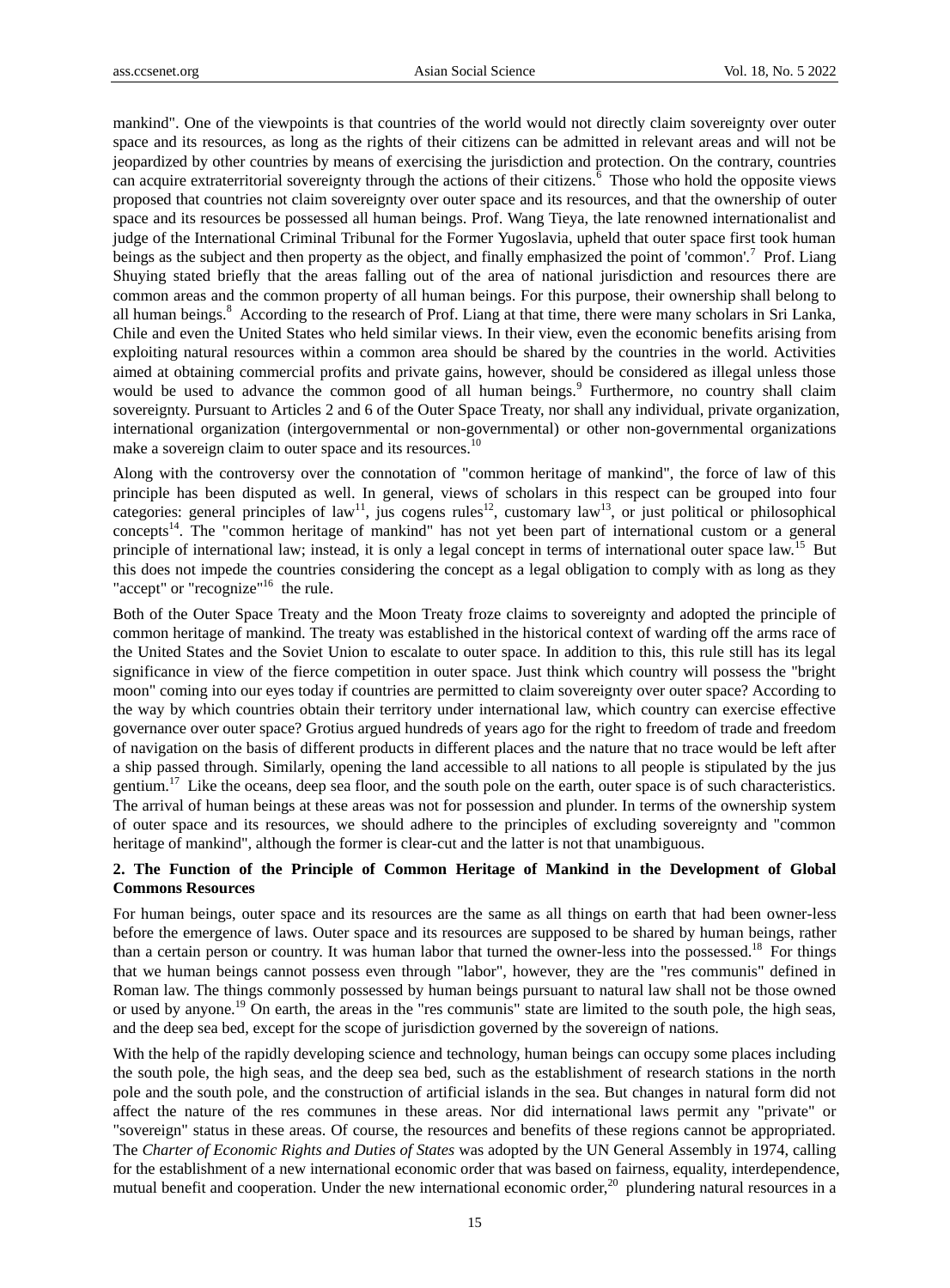mankind". One of the viewpoints is that countries of the world would not directly claim sovereignty over outer space and its resources, as long as the rights of their citizens can be admitted in relevant areas and will not be jeopardized by other countries by means of exercising the jurisdiction and protection. On the contrary, countries can acquire extraterritorial sovereignty through the actions of their citizens.[6] Those who hold the opposite views proposed that countries not claim sovereignty over outer space and its resources, and that the ownership of outer space and its resources be possessed all human beings. Prof. Wang Tieya, the late renowned internationalist and judge of the International Criminal Tribunal for the Former Yugoslavia, upheld that outer space first took human beings as the subject and then property as the object, and finally emphasized the point of 'common'.[7] Prof. Liang Shuying stated briefly that the areas falling out of the area of national jurisdiction and resources there are common areas and the common property of all human beings. For this purpose, their ownership shall belong to all human beings.[8] According to the research of Prof. Liang at that time, there were many scholars in Sri Lanka, Chile and even the United States who held similar views. In their view, even the economic benefits arising from exploiting natural resources within a common area should be shared by the countries in the world. Activities aimed at obtaining commercial profits and private gains, however, should be considered as illegal unless those would be used to advance the common good of all human beings.[9] Furthermore, no country shall claim sovereignty. Pursuant to Articles 2 and 6 of the Outer Space Treaty, nor shall any individual, private organization, international organization (intergovernmental or non-governmental) or other non-governmental organizations make a sovereign claim to outer space and its resources.[10]

Along with the controversy over the connotation of "common heritage of mankind", the force of law of this principle has been disputed as well. In general, views of scholars in this respect can be grouped into four categories: general principles of law[11], jus cogens rules[12], customary law[13], or just political or philosophical concepts[14]. The "common heritage of mankind" has not yet been part of international custom or a general principle of international law; instead, it is only a legal concept in terms of international outer space law.[15] But this does not impede the countries considering the concept as a legal obligation to comply with as long as they "accept" or "recognize"[16] the rule.

Both of the Outer Space Treaty and the Moon Treaty froze claims to sovereignty and adopted the principle of common heritage of mankind. The treaty was established in the historical context of warding off the arms race of the United States and the Soviet Union to escalate to outer space. In addition to this, this rule still has its legal significance in view of the fierce competition in outer space. Just think which country will possess the "bright moon" coming into our eyes today if countries are permitted to claim sovereignty over outer space? According to the way by which countries obtain their territory under international law, which country can exercise effective governance over outer space? Grotius argued hundreds of years ago for the right to freedom of trade and freedom of navigation on the basis of different products in different places and the nature that no trace would be left after a ship passed through. Similarly, opening the land accessible to all nations to all people is stipulated by the jus gentium.[17] Like the oceans, deep sea floor, and the south pole on the earth, outer space is of such characteristics. The arrival of human beings at these areas was not for possession and plunder. In terms of the ownership system of outer space and its resources, we should adhere to the principles of excluding sovereignty and "common heritage of mankind", although the former is clear-cut and the latter is not that unambiguous.

**2. The Function of the Principle of Common Heritage of Mankind in the Development of Global Commons Resources**

For human beings, outer space and its resources are the same as all things on earth that had been owner-less before the emergence of laws. Outer space and its resources are supposed to be shared by human beings, rather than a certain person or country. It was human labor that turned the owner-less into the possessed.[18] For things that we human beings cannot possess even through "labor", however, they are the "res communis" defined in Roman law. The things commonly possessed by human beings pursuant to natural law shall not be those owned or used by anyone.[19] On earth, the areas in the "res communis" state are limited to the south pole, the high seas, and the deep sea bed, except for the scope of jurisdiction governed by the sovereign of nations.

With the help of the rapidly developing science and technology, human beings can occupy some places including the south pole, the high seas, and the deep sea bed, such as the establishment of research stations in the north pole and the south pole, and the construction of artificial islands in the sea. But changes in natural form did not affect the nature of the res communes in these areas. Nor did international laws permit any "private" or "sovereign" status in these areas. Of course, the resources and benefits of these regions cannot be appropriated. The *Charter of Economic Rights and Duties of States* was adopted by the UN General Assembly in 1974, calling for the establishment of a new international economic order that was based on fairness, equality, interdependence, mutual benefit and cooperation. Under the new international economic order,[20] plundering natural resources in a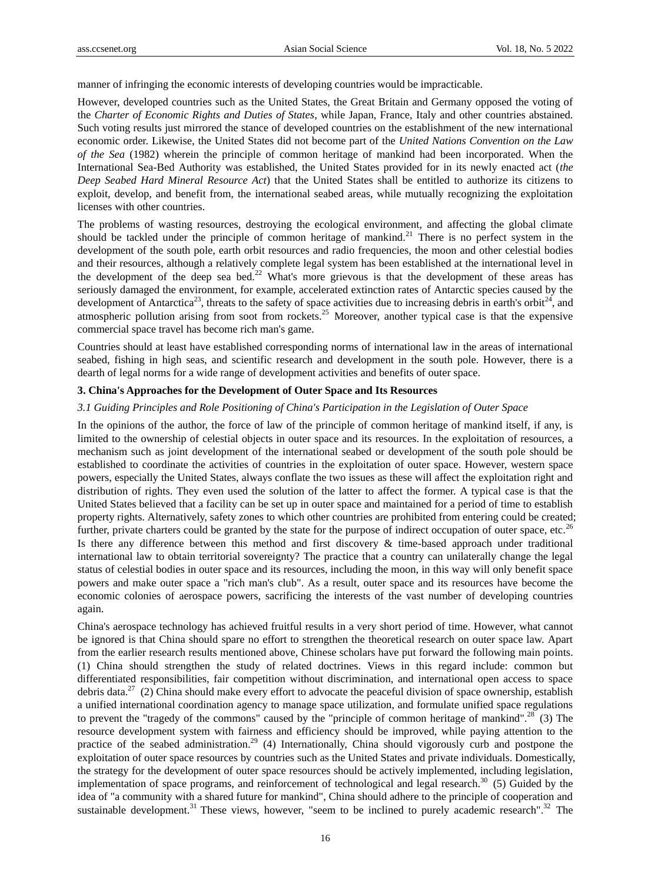manner of infringing the economic interests of developing countries would be impracticable.

However, developed countries such as the United States, the Great Britain and Germany opposed the voting of the *Charter of Economic Rights and Duties of States*, while Japan, France, Italy and other countries abstained. Such voting results just mirrored the stance of developed countries on the establishment of the new international economic order. Likewise, the United States did not become part of the *United Nations Convention on the Law of the Sea* (1982) wherein the principle of common heritage of mankind had been incorporated. When the International Sea-Bed Authority was established, the United States provided for in its newly enacted act (*the Deep Seabed Hard Mineral Resource Act*) that the United States shall be entitled to authorize its citizens to exploit, develop, and benefit from, the international seabed areas, while mutually recognizing the exploitation licenses with other countries.

The problems of wasting resources, destroying the ecological environment, and affecting the global climate should be tackled under the principle of common heritage of mankind.[21] There is no perfect system in the development of the south pole, earth orbit resources and radio frequencies, the moon and other celestial bodies and their resources, although a relatively complete legal system has been established at the international level in the development of the deep sea bed.[22] What's more grievous is that the development of these areas has seriously damaged the environment, for example, accelerated extinction rates of Antarctic species caused by the development of Antarctica[23], threats to the safety of space activities due to increasing debris in earth's orbit[24], and atmospheric pollution arising from soot from rockets.[25] Moreover, another typical case is that the expensive commercial space travel has become rich man's game.

Countries should at least have established corresponding norms of international law in the areas of international seabed, fishing in high seas, and scientific research and development in the south pole. However, there is a dearth of legal norms for a wide range of development activities and benefits of outer space.

## 3. China's Approaches for the Development of Outer Space and Its Resources

### *3.1 Guiding Principles and Role Positioning of China's Participation in the Legislation of Outer Space*

In the opinions of the author, the force of law of the principle of common heritage of mankind itself, if any, is limited to the ownership of celestial objects in outer space and its resources. In the exploitation of resources, a mechanism such as joint development of the international seabed or development of the south pole should be established to coordinate the activities of countries in the exploitation of outer space. However, western space powers, especially the United States, always conflate the two issues as these will affect the exploitation right and distribution of rights. They even used the solution of the latter to affect the former. A typical case is that the United States believed that a facility can be set up in outer space and maintained for a period of time to establish property rights. Alternatively, safety zones to which other countries are prohibited from entering could be created; further, private charters could be granted by the state for the purpose of indirect occupation of outer space, etc.[26] Is there any difference between this method and first discovery & time-based approach under traditional international law to obtain territorial sovereignty? The practice that a country can unilaterally change the legal status of celestial bodies in outer space and its resources, including the moon, in this way will only benefit space powers and make outer space a "rich man's club". As a result, outer space and its resources have become the economic colonies of aerospace powers, sacrificing the interests of the vast number of developing countries again.

China's aerospace technology has achieved fruitful results in a very short period of time. However, what cannot be ignored is that China should spare no effort to strengthen the theoretical research on outer space law. Apart from the earlier research results mentioned above, Chinese scholars have put forward the following main points. (1) China should strengthen the study of related doctrines. Views in this regard include: common but differentiated responsibilities, fair competition without discrimination, and international open access to space debris data.[27] (2) China should make every effort to advocate the peaceful division of space ownership, establish a unified international coordination agency to manage space utilization, and formulate unified space regulations to prevent the "tragedy of the commons" caused by the "principle of common heritage of mankind".[28] (3) The resource development system with fairness and efficiency should be improved, while paying attention to the practice of the seabed administration.[29] (4) Internationally, China should vigorously curb and postpone the exploitation of outer space resources by countries such as the United States and private individuals. Domestically, the strategy for the development of outer space resources should be actively implemented, including legislation, implementation of space programs, and reinforcement of technological and legal research.[30] (5) Guided by the idea of "a community with a shared future for mankind", China should adhere to the principle of cooperation and sustainable development.[31] These views, however, "seem to be inclined to purely academic research".[32] The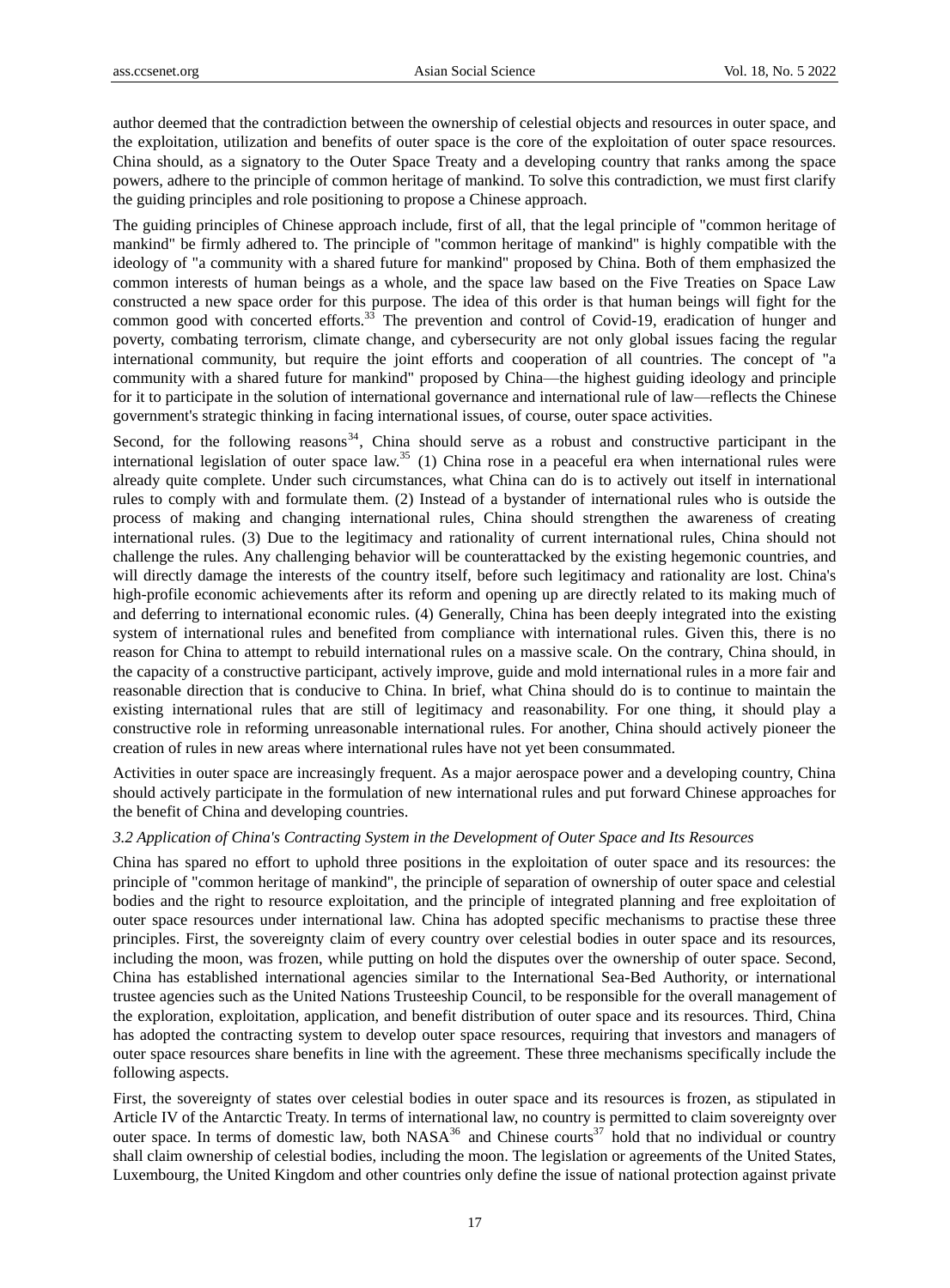author deemed that the contradiction between the ownership of celestial objects and resources in outer space, and the exploitation, utilization and benefits of outer space is the core of the exploitation of outer space resources. China should, as a signatory to the Outer Space Treaty and a developing country that ranks among the space powers, adhere to the principle of common heritage of mankind. To solve this contradiction, we must first clarify the guiding principles and role positioning to propose a Chinese approach.

The guiding principles of Chinese approach include, first of all, that the legal principle of "common heritage of mankind" be firmly adhered to. The principle of "common heritage of mankind" is highly compatible with the ideology of "a community with a shared future for mankind" proposed by China. Both of them emphasized the common interests of human beings as a whole, and the space law based on the Five Treaties on Space Law constructed a new space order for this purpose. The idea of this order is that human beings will fight for the common good with concerted efforts.[33] The prevention and control of Covid-19, eradication of hunger and poverty, combating terrorism, climate change, and cybersecurity are not only global issues facing the regular international community, but require the joint efforts and cooperation of all countries. The concept of "a community with a shared future for mankind" proposed by China—the highest guiding ideology and principle for it to participate in the solution of international governance and international rule of law—reflects the Chinese government's strategic thinking in facing international issues, of course, outer space activities.

Second, for the following reasons[34], China should serve as a robust and constructive participant in the international legislation of outer space law.[35] (1) China rose in a peaceful era when international rules were already quite complete. Under such circumstances, what China can do is to actively out itself in international rules to comply with and formulate them. (2) Instead of a bystander of international rules who is outside the process of making and changing international rules, China should strengthen the awareness of creating international rules. (3) Due to the legitimacy and rationality of current international rules, China should not challenge the rules. Any challenging behavior will be counterattacked by the existing hegemonic countries, and will directly damage the interests of the country itself, before such legitimacy and rationality are lost. China's high-profile economic achievements after its reform and opening up are directly related to its making much of and deferring to international economic rules. (4) Generally, China has been deeply integrated into the existing system of international rules and benefited from compliance with international rules. Given this, there is no reason for China to attempt to rebuild international rules on a massive scale. On the contrary, China should, in the capacity of a constructive participant, actively improve, guide and mold international rules in a more fair and reasonable direction that is conducive to China. In brief, what China should do is to continue to maintain the existing international rules that are still of legitimacy and reasonability. For one thing, it should play a constructive role in reforming unreasonable international rules. For another, China should actively pioneer the creation of rules in new areas where international rules have not yet been consummated.

Activities in outer space are increasingly frequent. As a major aerospace power and a developing country, China should actively participate in the formulation of new international rules and put forward Chinese approaches for the benefit of China and developing countries.

### *3.2 Application of China's Contracting System in the Development of Outer Space and Its Resources*

China has spared no effort to uphold three positions in the exploitation of outer space and its resources: the principle of "common heritage of mankind", the principle of separation of ownership of outer space and celestial bodies and the right to resource exploitation, and the principle of integrated planning and free exploitation of outer space resources under international law. China has adopted specific mechanisms to practise these three principles. First, the sovereignty claim of every country over celestial bodies in outer space and its resources, including the moon, was frozen, while putting on hold the disputes over the ownership of outer space. Second, China has established international agencies similar to the International Sea-Bed Authority, or international trustee agencies such as the United Nations Trusteeship Council, to be responsible for the overall management of the exploration, exploitation, application, and benefit distribution of outer space and its resources. Third, China has adopted the contracting system to develop outer space resources, requiring that investors and managers of outer space resources share benefits in line with the agreement. These three mechanisms specifically include the following aspects.

First, the sovereignty of states over celestial bodies in outer space and its resources is frozen, as stipulated in Article IV of the Antarctic Treaty. In terms of international law, no country is permitted to claim sovereignty over outer space. In terms of domestic law, both NASA[36] and Chinese courts[37] hold that no individual or country shall claim ownership of celestial bodies, including the moon. The legislation or agreements of the United States, Luxembourg, the United Kingdom and other countries only define the issue of national protection against private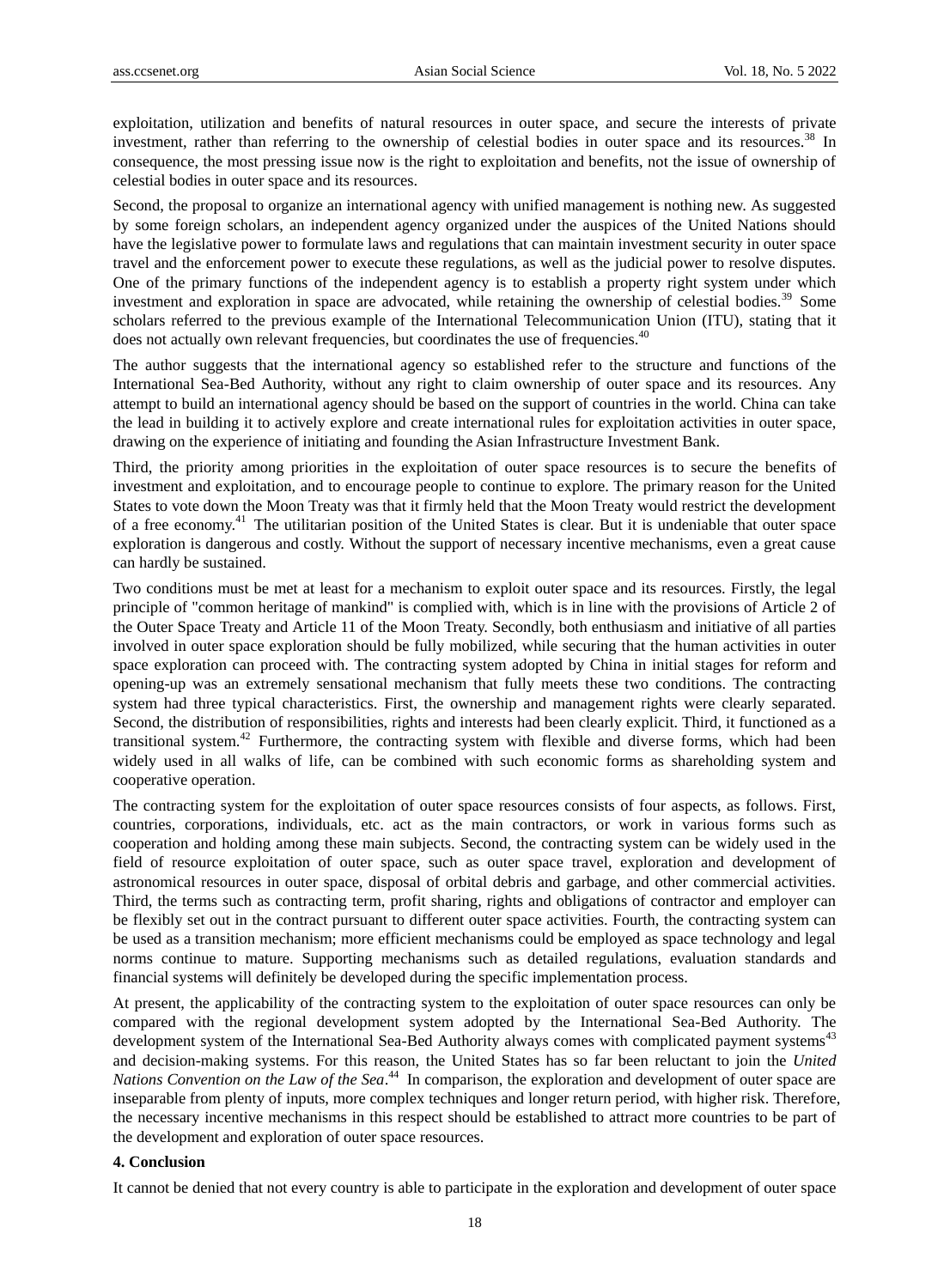exploitation, utilization and benefits of natural resources in outer space, and secure the interests of private investment, rather than referring to the ownership of celestial bodies in outer space and its resources.[38] In consequence, the most pressing issue now is the right to exploitation and benefits, not the issue of ownership of celestial bodies in outer space and its resources.

Second, the proposal to organize an international agency with unified management is nothing new. As suggested by some foreign scholars, an independent agency organized under the auspices of the United Nations should have the legislative power to formulate laws and regulations that can maintain investment security in outer space travel and the enforcement power to execute these regulations, as well as the judicial power to resolve disputes. One of the primary functions of the independent agency is to establish a property right system under which investment and exploration in space are advocated, while retaining the ownership of celestial bodies.[39] Some scholars referred to the previous example of the International Telecommunication Union (ITU), stating that it does not actually own relevant frequencies, but coordinates the use of frequencies.[40]

The author suggests that the international agency so established refer to the structure and functions of the International Sea-Bed Authority, without any right to claim ownership of outer space and its resources. Any attempt to build an international agency should be based on the support of countries in the world. China can take the lead in building it to actively explore and create international rules for exploitation activities in outer space, drawing on the experience of initiating and founding the Asian Infrastructure Investment Bank.

Third, the priority among priorities in the exploitation of outer space resources is to secure the benefits of investment and exploitation, and to encourage people to continue to explore. The primary reason for the United States to vote down the Moon Treaty was that it firmly held that the Moon Treaty would restrict the development of a free economy.[41] The utilitarian position of the United States is clear. But it is undeniable that outer space exploration is dangerous and costly. Without the support of necessary incentive mechanisms, even a great cause can hardly be sustained.

Two conditions must be met at least for a mechanism to exploit outer space and its resources. Firstly, the legal principle of "common heritage of mankind" is complied with, which is in line with the provisions of Article 2 of the Outer Space Treaty and Article 11 of the Moon Treaty. Secondly, both enthusiasm and initiative of all parties involved in outer space exploration should be fully mobilized, while securing that the human activities in outer space exploration can proceed with. The contracting system adopted by China in initial stages for reform and opening-up was an extremely sensational mechanism that fully meets these two conditions. The contracting system had three typical characteristics. First, the ownership and management rights were clearly separated. Second, the distribution of responsibilities, rights and interests had been clearly explicit. Third, it functioned as a transitional system.[42] Furthermore, the contracting system with flexible and diverse forms, which had been widely used in all walks of life, can be combined with such economic forms as shareholding system and cooperative operation.

The contracting system for the exploitation of outer space resources consists of four aspects, as follows. First, countries, corporations, individuals, etc. act as the main contractors, or work in various forms such as cooperation and holding among these main subjects. Second, the contracting system can be widely used in the field of resource exploitation of outer space, such as outer space travel, exploration and development of astronomical resources in outer space, disposal of orbital debris and garbage, and other commercial activities. Third, the terms such as contracting term, profit sharing, rights and obligations of contractor and employer can be flexibly set out in the contract pursuant to different outer space activities. Fourth, the contracting system can be used as a transition mechanism; more efficient mechanisms could be employed as space technology and legal norms continue to mature. Supporting mechanisms such as detailed regulations, evaluation standards and financial systems will definitely be developed during the specific implementation process.

At present, the applicability of the contracting system to the exploitation of outer space resources can only be compared with the regional development system adopted by the International Sea-Bed Authority. The development system of the International Sea-Bed Authority always comes with complicated payment systems[43] and decision-making systems. For this reason, the United States has so far been reluctant to join the *United Nations Convention on the Law of the Sea*.[44] In comparison, the exploration and development of outer space are inseparable from plenty of inputs, more complex techniques and longer return period, with higher risk. Therefore, the necessary incentive mechanisms in this respect should be established to attract more countries to be part of the development and exploration of outer space resources.

**4. Conclusion**

It cannot be denied that not every country is able to participate in the exploration and development of outer space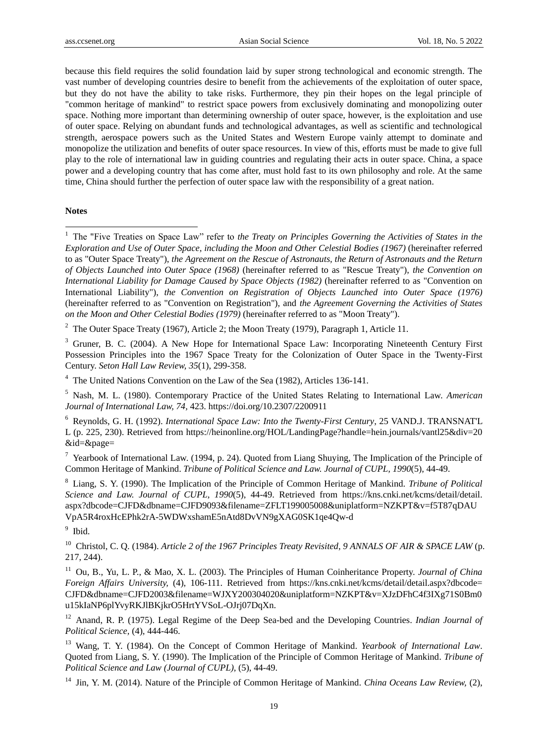because this field requires the solid foundation laid by super strong technological and economic strength. The vast number of developing countries desire to benefit from the achievements of the exploitation of outer space, but they do not have the ability to take risks. Furthermore, they pin their hopes on the legal principle of "common heritage of mankind" to restrict space powers from exclusively dominating and monopolizing outer space. Nothing more important than determining ownership of outer space, however, is the exploitation and use of outer space. Relying on abundant funds and technological advantages, as well as scientific and technological strength, aerospace powers such as the United States and Western Europe vainly attempt to dominate and monopolize the utilization and benefits of outer space resources. In view of this, efforts must be made to give full play to the role of international law in guiding countries and regulating their acts in outer space. China, a space power and a developing country that has come after, must hold fast to its own philosophy and role. At the same time, China should further the perfection of outer space law with the responsibility of a great nation.

**Notes**

[1] The "Five Treaties on Space Law" refer to *the Treaty on Principles Governing the Activities of States in the Exploration and Use of Outer Space, including the Moon and Other Celestial Bodies (1967)* (hereinafter referred to as "Outer Space Treaty"), *the Agreement on the Rescue of Astronauts, the Return of Astronauts and the Return of Objects Launched into Outer Space (1968)* (hereinafter referred to as "Rescue Treaty"), *the Convention on International Liability for Damage Caused by Space Objects (1982)* (hereinafter referred to as "Convention on International Liability"), *the Convention on Registration of Objects Launched into Outer Space (1976)* (hereinafter referred to as "Convention on Registration"), and *the Agreement Governing the Activities of States on the Moon and Other Celestial Bodies (1979)* (hereinafter referred to as "Moon Treaty").

[2] The Outer Space Treaty (1967), Article 2; the Moon Treaty (1979), Paragraph 1, Article 11.

[3] Gruner, B. C. (2004). A New Hope for International Space Law: Incorporating Nineteenth Century First Possession Principles into the 1967 Space Treaty for the Colonization of Outer Space in the Twenty-First Century. *Seton Hall Law Review, 35*(1), 299-358.

[4] The United Nations Convention on the Law of the Sea (1982), Articles 136-141.

[5] Nash, M. L. (1980). Contemporary Practice of the United States Relating to International Law. *American Journal of International Law, 74*, 423. https://doi.org/10.2307/2200911

[6] Reynolds, G. H. (1992). *International Space Law: Into the Twenty-First Century*, 25 VAND.J. TRANSNAT'L L (p. 225, 230). Retrieved from https://heinonline.org/HOL/LandingPage?handle=hein.journals/vantl25&div=20&id=&page=

[7] Yearbook of International Law. (1994, p. 24). Quoted from Liang Shuying, The Implication of the Principle of Common Heritage of Mankind. *Tribune of Political Science and Law. Journal of CUPL, 1990*(5), 44-49.

[8] Liang, S. Y. (1990). The Implication of the Principle of Common Heritage of Mankind. *Tribune of Political Science and Law. Journal of CUPL, 1990*(5), 44-49. Retrieved from https://kns.cnki.net/kcms/detail/detail.aspx?dbcode=CJFD&dbname=CJFD9093&filename=ZFLT199005008&uniplatform=NZKPT&v=f5T87qDAUVpA5R4roxHcEPhk2rA-5WDWxshamE5nAtd8DvVN9gXAG0SK1qe4Qw-d

[9] Ibid.

[10] Christol, C. Q. (1984). *Article 2 of the 1967 Principles Treaty Revisited, 9 ANNALS OF AIR & SPACE LAW* (p. 217, 244).

[11] Ou, B., Yu, L. P., & Mao, X. L. (2003). The Principles of Human Coinheritance Property. *Journal of China Foreign Affairs University,* (4), 106-111. Retrieved from https://kns.cnki.net/kcms/detail/detail.aspx?dbcode=CJFD&dbname=CJFD2003&filename=WJXY200304020&uniplatform=NZKPT&v=XJzDFhC4f3IXg71S0Bm0u15kIaNP6plYvyRKJlBKjkrO5HrtYVSoL-OJrj07DqXn.

[12] Anand, R. P. (1975). Legal Regime of the Deep Sea-bed and the Developing Countries. *Indian Journal of Political Science,* (4), 444-446.

[13] Wang, T. Y. (1984). On the Concept of Common Heritage of Mankind. *Yearbook of International Law*. Quoted from Liang, S. Y. (1990). The Implication of the Principle of Common Heritage of Mankind. *Tribune of Political Science and Law (Journal of CUPL),* (5), 44-49.

[14] Jin, Y. M. (2014). Nature of the Principle of Common Heritage of Mankind. *China Oceans Law Review,* (2),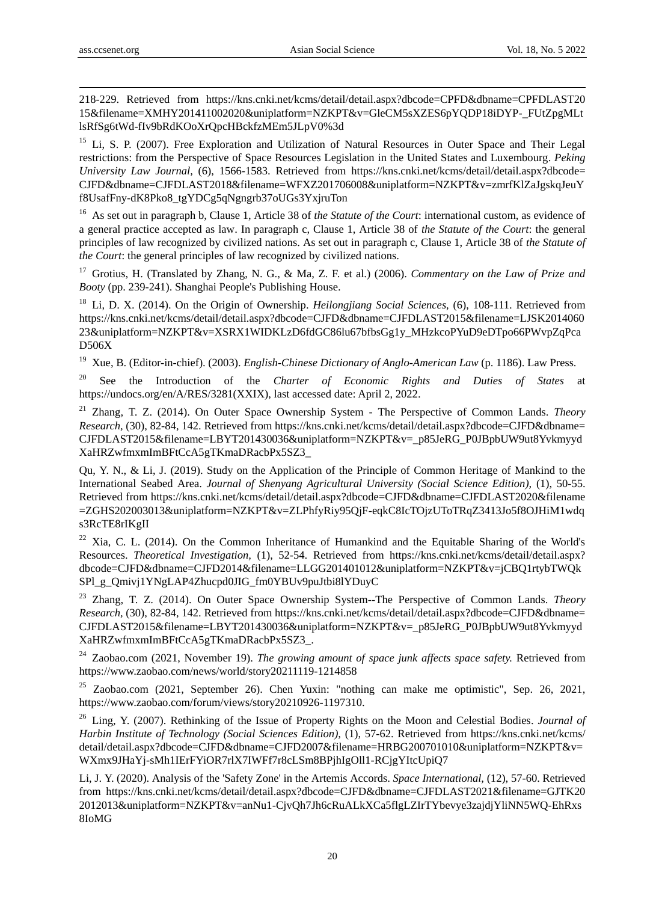218-229. Retrieved from https://kns.cnki.net/kcms/detail/detail.aspx?dbcode=CPFD&dbname=CPFDLAST2015&filename=XMHY201411002020&uniplatform=NZKPT&v=GleCM5sXZES6pYQDP18iDYP-_FUtZpgMLtlsRfSg6tWd-fIv9bRdKOoXrQpcHBckfzMEm5JLpV0%3d

[15] Li, S. P. (2007). Free Exploration and Utilization of Natural Resources in Outer Space and Their Legal restrictions: from the Perspective of Space Resources Legislation in the United States and Luxembourg. *Peking University Law Journal,* (6), 1566-1583. Retrieved from https://kns.cnki.net/kcms/detail/detail.aspx?dbcode=CJFD&dbname=CJFDLAST2018&filename=WFXZ201706008&uniplatform=NZKPT&v=zmrfKlZaJgskqJeuYf8UsafFny-dK8Pko8_tgYDCg5qNgngrb37oUGs3YxjruTon

[16] As set out in paragraph b, Clause 1, Article 38 of *the Statute of the Court*: international custom, as evidence of a general practice accepted as law. In paragraph c, Clause 1, Article 38 of *the Statute of the Court*: the general principles of law recognized by civilized nations. As set out in paragraph c, Clause 1, Article 38 of *the Statute of the Court*: the general principles of law recognized by civilized nations.

[17] Grotius, H. (Translated by Zhang, N. G., & Ma, Z. F. et al.) (2006). *Commentary on the Law of Prize and Booty* (pp. 239-241). Shanghai People's Publishing House.

[18] Li, D. X. (2014). On the Origin of Ownership. *Heilongjiang Social Sciences,* (6), 108-111. Retrieved from https://kns.cnki.net/kcms/detail/detail.aspx?dbcode=CJFD&dbname=CJFDLAST2015&filename=LJSK201406023&uniplatform=NZKPT&v=XSRX1WIDKLzD6fdGC86lu67bfbsGg1y_MHzkcoPYuD9eDTpo66PWvpZqPcaD506X

[19] Xue, B. (Editor-in-chief). (2003). *English-Chinese Dictionary of Anglo-American Law* (p. 1186). Law Press.

[20] See the Introduction of the *Charter of Economic Rights and Duties of States* at https://undocs.org/en/A/RES/3281(XXIX), last accessed date: April 2, 2022.

[21] Zhang, T. Z. (2014). On Outer Space Ownership System - The Perspective of Common Lands. *Theory Research,* (30), 82-84, 142. Retrieved from https://kns.cnki.net/kcms/detail/detail.aspx?dbcode=CJFD&dbname=CJFDLAST2015&filename=LBYT201430036&uniplatform=NZKPT&v=_p85JeRG_P0JBpbUW9ut8YvkmyydXaHRZwfmxmImBFtCcA5gTKmaDRacbPx5SZ3_

Qu, Y. N., & Li, J. (2019). Study on the Application of the Principle of Common Heritage of Mankind to the International Seabed Area. *Journal of Shenyang Agricultural University (Social Science Edition),* (1), 50-55. Retrieved from https://kns.cnki.net/kcms/detail/detail.aspx?dbcode=CJFD&dbname=CJFDLAST2020&filename=ZGHS202003013&uniplatform=NZKPT&v=ZLPhfyRiy95QjF-eqkC8IcTOjzUToTRqZ3413Jo5f8OJHiM1wdqs3RcTE8rIKgII

[22] Xia, C. L. (2014). On the Common Inheritance of Humankind and the Equitable Sharing of the World's Resources. *Theoretical Investigation,* (1), 52-54. Retrieved from https://kns.cnki.net/kcms/detail/detail.aspx?dbcode=CJFD&dbname=CJFD2014&filename=LLGG201401012&uniplatform=NZKPT&v=jCBQ1rtybTWQkSPl_g_Qmivj1YNgLAP4Zhucpd0JIG_fm0YBUv9puJtbi8lYDuyC

[23] Zhang, T. Z. (2014). On Outer Space Ownership System--The Perspective of Common Lands. *Theory Research,* (30), 82-84, 142. Retrieved from https://kns.cnki.net/kcms/detail/detail.aspx?dbcode=CJFD&dbname=CJFDLAST2015&filename=LBYT201430036&uniplatform=NZKPT&v=_p85JeRG_P0JBpbUW9ut8YvkmyydXaHRZwfmxmImBFtCcA5gTKmaDRacbPx5SZ3_.

[24] Zaobao.com (2021, November 19). *The growing amount of space junk affects space safety.* Retrieved from https://www.zaobao.com/news/world/story20211119-1214858

[25] Zaobao.com (2021, September 26). Chen Yuxin: "nothing can make me optimistic", Sep. 26, 2021, https://www.zaobao.com/forum/views/story20210926-1197310.

[26] Ling, Y. (2007). Rethinking of the Issue of Property Rights on the Moon and Celestial Bodies. *Journal of Harbin Institute of Technology (Social Sciences Edition),* (1), 57-62. Retrieved from https://kns.cnki.net/kcms/detail/detail.aspx?dbcode=CJFD&dbname=CJFD2007&filename=HRBG200701010&uniplatform=NZKPT&v=WXmx9JHaYj-sMh1IErFYiOR7rlX7IWFf7r8cLSm8BPjhIgOll1-RCjgYItcUpiQ7

Li, J. Y. (2020). Analysis of the 'Safety Zone' in the Artemis Accords. *Space International,* (12), 57-60. Retrieved from https://kns.cnki.net/kcms/detail/detail.aspx?dbcode=CJFD&dbname=CJFDLAST2021&filename=GJTK202012013&uniplatform=NZKPT&v=anNu1-CjvQh7Jh6cRuALkXCa5flgLZIrTYbevye3zajdjYliNN5WQ-EhRxs8IoMG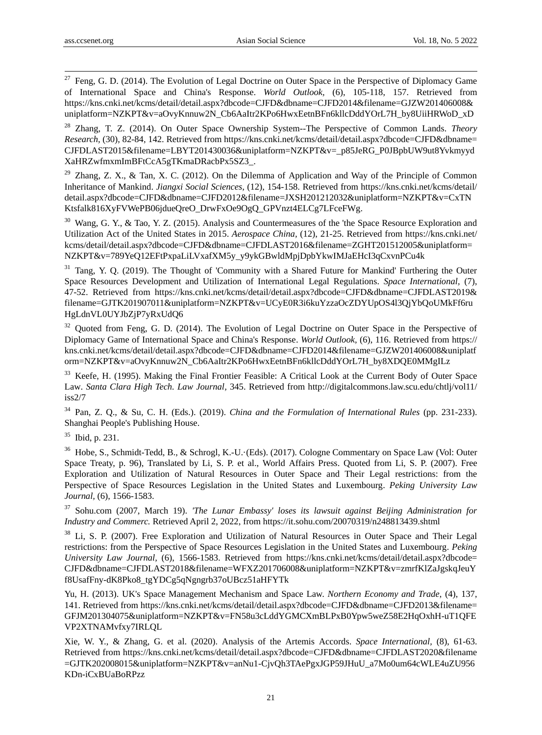[27] Feng, G. D. (2014). The Evolution of Legal Doctrine on Outer Space in the Perspective of Diplomacy Game of International Space and China's Response. *World Outlook*, (6), 105-118, 157. Retrieved from https://kns.cnki.net/kcms/detail/detail.aspx?dbcode=CJFD&dbname=CJFD2014&filename=GJZW201406008&uniplatform=NZKPT&v=aOvyKnnuw2N_Cb6AaItr2KPo6HwxEetnBFn6kllcDddYOrL7H_by8UiiHRWoD_xD

[28] Zhang, T. Z. (2014). On Outer Space Ownership System--The Perspective of Common Lands. *Theory Research*, (30), 82-84, 142. Retrieved from https://kns.cnki.net/kcms/detail/detail.aspx?dbcode=CJFD&dbname=CJFDLAST2015&filename=LBYT201430036&uniplatform=NZKPT&v=_p85JeRG_P0JBpbUW9ut8YvkmyydXaHRZwfmxmImBFtCcA5gTKmaDRacbPx5SZ3_.

[29] Zhang, Z. X., & Tan, X. C. (2012). On the Dilemma of Application and Way of the Principle of Common Inheritance of Mankind. *Jiangxi Social Sciences*, (12), 154-158. Retrieved from https://kns.cnki.net/kcms/detail/detail.aspx?dbcode=CJFD&dbname=CJFD2012&filename=JXSH201212032&uniplatform=NZKPT&v=CxTNKtsfalk816XyFVWePB06jdueQreO_DrwFxOe9OgQ_GPVnzt4ELCg7LFceFWg.

[30] Wang, G. Y., & Tao, Y. Z. (2015). Analysis and Countermeasures of the 'the Space Resource Exploration and Utilization Act of the United States in 2015. *Aerospace China*, (12), 21-25. Retrieved from https://kns.cnki.net/kcms/detail/detail.aspx?dbcode=CJFD&dbname=CJFDLAST2016&filename=ZGHT201512005&uniplatform=NZKPT&v=789YeQ12EFtPxpaLiLVxafXM5y_y9ykGBwldMpjDpbYkwIMJaEHcI3qCxvnPCu4k

[31] Tang, Y. Q. (2019). The Thought of 'Community with a Shared Future for Mankind' Furthering the Outer Space Resources Development and Utilization of International Legal Regulations. *Space International*, (7), 47-52. Retrieved from https://kns.cnki.net/kcms/detail/detail.aspx?dbcode=CJFD&dbname=CJFDLAST2019&filename=GJTK201907011&uniplatform=NZKPT&v=UCyE0R3i6kuYzzaOcZDYUpOS4l3QjYbQoUMkFf6ruHgLdnVL0UYJbZjP7yRxUdQ6

[32] Quoted from Feng, G. D. (2014). The Evolution of Legal Doctrine on Outer Space in the Perspective of Diplomacy Game of International Space and China's Response. *World Outlook*, (6), 116. Retrieved from https://kns.cnki.net/kcms/detail/detail.aspx?dbcode=CJFD&dbname=CJFD2014&filename=GJZW201406008&uniplatform=NZKPT&v=aOvyKnnuw2N_Cb6AaItr2KPo6HwxEetnBFn6kllcDddYOrL7H_by8XDQE0MMgILz

[33] Keefe, H. (1995). Making the Final Frontier Feasible: A Critical Look at the Current Body of Outer Space Law. *Santa Clara High Tech. Law Journal*, 345. Retrieved from http://digitalcommons.law.scu.edu/chtlj/vol11/iss2/7

[34] Pan, Z. Q., & Su, C. H. (Eds.). (2019). *China and the Formulation of International Rules* (pp. 231-233). Shanghai People's Publishing House.

[35] Ibid, p. 231.

[36] Hobe, S., Schmidt-Tedd, B., & Schrogl, K.-U.·(Eds). (2017). Cologne Commentary on Space Law (Vol: Outer Space Treaty, p. 96), Translated by Li, S. P. et al., World Affairs Press. Quoted from Li, S. P. (2007). Free Exploration and Utilization of Natural Resources in Outer Space and Their Legal restrictions: from the Perspective of Space Resources Legislation in the United States and Luxembourg. *Peking University Law Journal*, (6), 1566-1583.

[37] Sohu.com (2007, March 19). *'The Lunar Embassy' loses its lawsuit against Beijing Administration for Industry and Commerc.* Retrieved April 2, 2022, from https://it.sohu.com/20070319/n248813439.shtml

[38] Li, S. P. (2007). Free Exploration and Utilization of Natural Resources in Outer Space and Their Legal restrictions: from the Perspective of Space Resources Legislation in the United States and Luxembourg. *Peking University Law Journal*, (6), 1566-1583. Retrieved from https://kns.cnki.net/kcms/detail/detail.aspx?dbcode=CJFD&dbname=CJFDLAST2018&filename=WFXZ201706008&uniplatform=NZKPT&v=zmrfKlZaJgskqJeuYf8UsafFny-dK8Pko8_tgYDCg5qNgngrb37oUBcz51aHFYTk

Yu, H. (2013). UK's Space Management Mechanism and Space Law. *Northern Economy and Trade*, (4), 137, 141. Retrieved from https://kns.cnki.net/kcms/detail/detail.aspx?dbcode=CJFD&dbname=CJFD2013&filename=GFJM201304075&uniplatform=NZKPT&v=FN58u3cLddYGMCXmBLPxB0Ypw5weZ58E2HqOxhH-uT1QFEVP2XTNAMvfxy7lRLQL

Xie, W. Y., & Zhang, G. et al. (2020). Analysis of the Artemis Accords. *Space International*, (8), 61-63. Retrieved from https://kns.cnki.net/kcms/detail/detail.aspx?dbcode=CJFD&dbname=CJFDLAST2020&filename=GJTK202008015&uniplatform=NZKPT&v=anNu1-CjvQh3TAePgxJGP59JHuU_a7Mo0um64cWLE4uZU956KDn-iCxBUaBoRPzz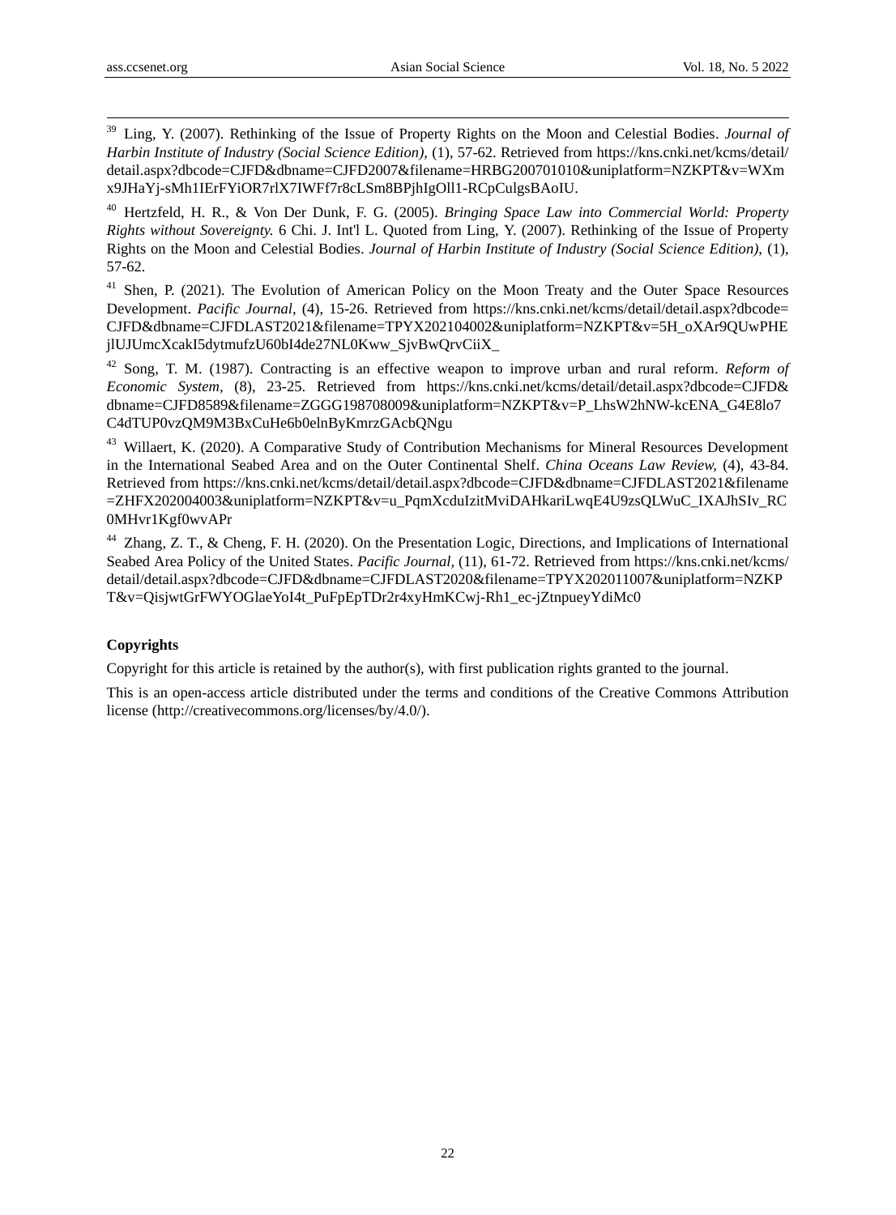[39] Ling, Y. (2007). Rethinking of the Issue of Property Rights on the Moon and Celestial Bodies. *Journal of Harbin Institute of Industry (Social Science Edition),* (1), 57-62. Retrieved from https://kns.cnki.net/kcms/detail/detail.aspx?dbcode=CJFD&dbname=CJFD2007&filename=HRBG200701010&uniplatform=NZKPT&v=WXmx9JHaYj-sMh1lErFYiOR7rlX7IWFf7r8cLSm8BPjhIgOll1-RCpCulgsBAoIU.

[40] Hertzfeld, H. R., & Von Der Dunk, F. G. (2005). *Bringing Space Law into Commercial World: Property Rights without Sovereignty.* 6 Chi. J. Int'l L. Quoted from Ling, Y. (2007). Rethinking of the Issue of Property Rights on the Moon and Celestial Bodies. *Journal of Harbin Institute of Industry (Social Science Edition),* (1), 57-62.

[41] Shen, P. (2021). The Evolution of American Policy on the Moon Treaty and the Outer Space Resources Development. *Pacific Journal,* (4), 15-26. Retrieved from https://kns.cnki.net/kcms/detail/detail.aspx?dbcode=CJFD&dbname=CJFDLAST2021&filename=TPYX202104002&uniplatform=NZKPT&v=5H_oXAr9QUwPHEjlUJUmcXcakI5dytmufzU60bI4de27NL0Kww_SjvBwQrvCiiX_

[42] Song, T. M. (1987). Contracting is an effective weapon to improve urban and rural reform. *Reform of Economic System,* (8), 23-25. Retrieved from https://kns.cnki.net/kcms/detail/detail.aspx?dbcode=CJFD&dbname=CJFD8589&filename=ZGGG198708009&uniplatform=NZKPT&v=P_LhsW2hNW-kcENA_G4E8lo7C4dTUP0vzQM9M3BxCuHe6b0elnByKmrzGAcbQNgu

[43] Willaert, K. (2020). A Comparative Study of Contribution Mechanisms for Mineral Resources Development in the International Seabed Area and on the Outer Continental Shelf. *China Oceans Law Review,* (4), 43-84. Retrieved from https://kns.cnki.net/kcms/detail/detail.aspx?dbcode=CJFD&dbname=CJFDLAST2021&filename=ZHFX202004003&uniplatform=NZKPT&v=u_PqmXcduIzitMviDAHkariLwqE4U9zsQLWuC_IXAJhSIv_RC0MHvr1Kgf0wvAPr

[44] Zhang, Z. T., & Cheng, F. H. (2020). On the Presentation Logic, Directions, and Implications of International Seabed Area Policy of the United States. *Pacific Journal,* (11), 61-72. Retrieved from https://kns.cnki.net/kcms/detail/detail.aspx?dbcode=CJFD&dbname=CJFDLAST2020&filename=TPYX202011007&uniplatform=NZKPT&v=QisjwtGrFWYOGlaeYoI4t_PuFpEpTDr2r4xyHmKCwj-Rh1_ec-jZtnpueyYdiMc0

**Copyrights**

Copyright for this article is retained by the author(s), with first publication rights granted to the journal.

This is an open-access article distributed under the terms and conditions of the Creative Commons Attribution license (http://creativecommons.org/licenses/by/4.0/).